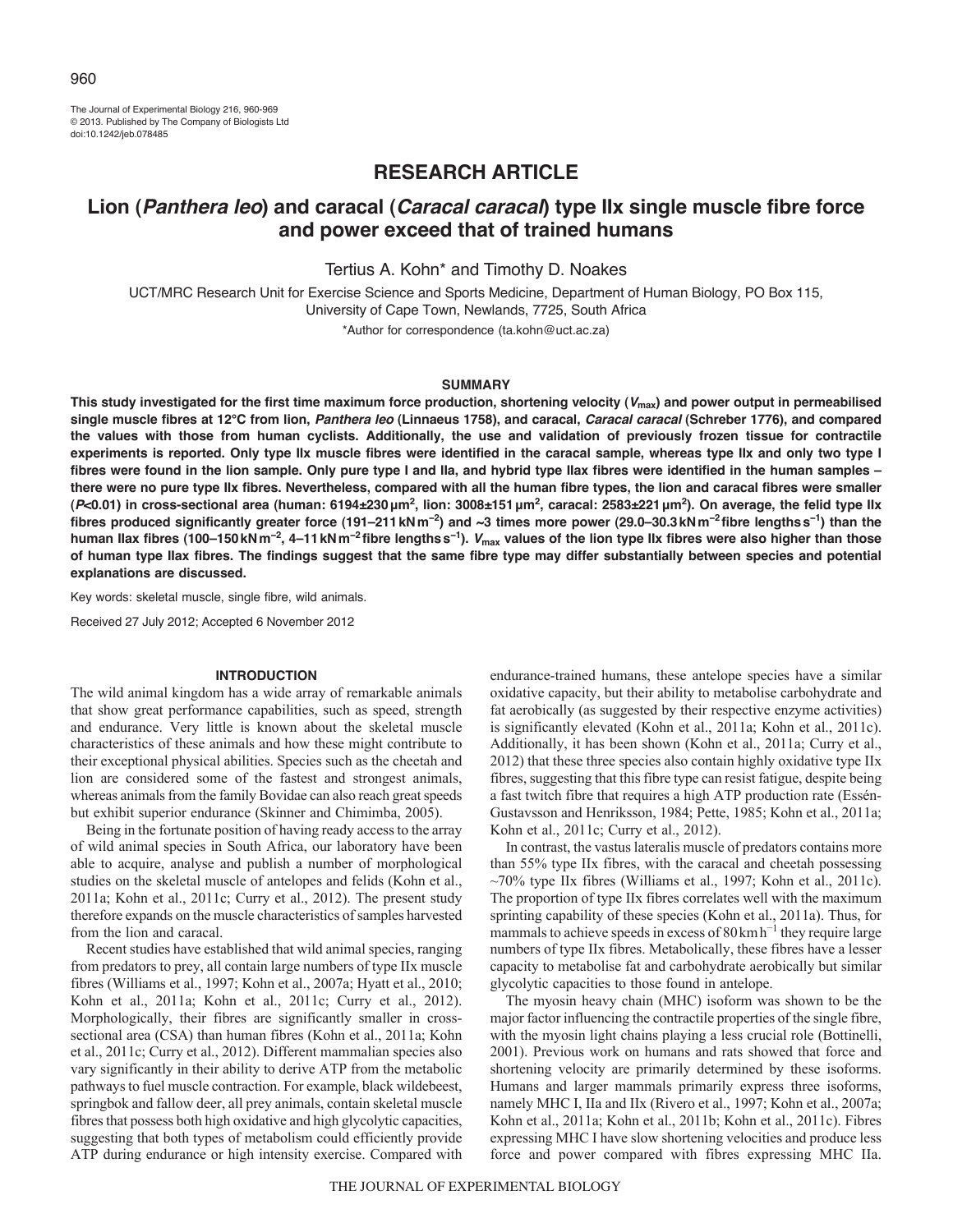RESEARCH ARTICLE

# Lion (*Panthera leo*) and caracal (*Caracal caracal*) type IIx single muscle fibre force and power exceed that of trained humans

Tertius A. Kohn* and Timothy D. Noakes

UCT/MRC Research Unit for Exercise Science and Sports Medicine, Department of Human Biology, PO Box 115, University of Cape Town, Newlands, 7725, South Africa

*Author for correspondence (ta.kohn@uct.ac.za)

## SUMMARY

**This study investigated for the first time maximum force production, shortening velocity ($V_{max}$) and power output in permeabilised single muscle fibres at 12°C from lion, *Panthera leo* (Linnaeus 1758), and caracal, *Caracal caracal* (Schreber 1776), and compared the values with those from human cyclists. Additionally, the use and validation of previously frozen tissue for contractile experiments is reported. Only type IIx muscle fibres were identified in the caracal sample, whereas type IIx and only two type I fibres were found in the lion sample. Only pure type I and IIa, and hybrid type IIax fibres were identified in the human samples – there were no pure type IIx fibres. Nevertheless, compared with all the human fibre types, the lion and caracal fibres were smaller ($P$<0.01) in cross-sectional area (human: 6194±230 μm², lion: 3008±151 μm², caracal: 2583±221 μm²). On average, the felid type IIx fibres produced significantly greater force (191–211 kN m$^{-2}$) and ~3 times more power (29.0–30.3 kN m$^{-2}$ fibre lengths s$^{-1}$) than the human IIax fibres (100–150 kN m$^{-2}$, 4–11 kN m$^{-2}$ fibre lengths s$^{-1}$). $V_{max}$ values of the lion type IIx fibres were also higher than those of human type IIax fibres. The findings suggest that the same fibre type may differ substantially between species and potential explanations are discussed.**

Key words: skeletal muscle, single fibre, wild animals.

Received 27 July 2012; Accepted 6 November 2012

## INTRODUCTION

The wild animal kingdom has a wide array of remarkable animals that show great performance capabilities, such as speed, strength and endurance. Very little is known about the skeletal muscle characteristics of these animals and how these might contribute to their exceptional physical abilities. Species such as the cheetah and lion are considered some of the fastest and strongest animals, whereas animals from the family Bovidae can also reach great speeds but exhibit superior endurance (Skinner and Chimimba, 2005).

Being in the fortunate position of having ready access to the array of wild animal species in South Africa, our laboratory have been able to acquire, analyse and publish a number of morphological studies on the skeletal muscle of antelopes and felids (Kohn et al., 2011a; Kohn et al., 2011c; Curry et al., 2012). The present study therefore expands on the muscle characteristics of samples harvested from the lion and caracal.

Recent studies have established that wild animal species, ranging from predators to prey, all contain large numbers of type IIx muscle fibres (Williams et al., 1997; Kohn et al., 2007a; Hyatt et al., 2010; Kohn et al., 2011a; Kohn et al., 2011c; Curry et al., 2012). Morphologically, their fibres are significantly smaller in cross-sectional area (CSA) than human fibres (Kohn et al., 2011a; Kohn et al., 2011c; Curry et al., 2012). Different mammalian species also vary significantly in their ability to derive ATP from the metabolic pathways to fuel muscle contraction. For example, black wildebeest, springbok and fallow deer, all prey animals, contain skeletal muscle fibres that possess both high oxidative and high glycolytic capacities, suggesting that both types of metabolism could efficiently provide ATP during endurance or high intensity exercise. Compared with endurance-trained humans, these antelope species have a similar oxidative capacity, but their ability to metabolise carbohydrate and fat aerobically (as suggested by their respective enzyme activities) is significantly elevated (Kohn et al., 2011a; Kohn et al., 2011c). Additionally, it has been shown (Kohn et al., 2011a; Curry et al., 2012) that these three species also contain highly oxidative type IIx fibres, suggesting that this fibre type can resist fatigue, despite being a fast twitch fibre that requires a high ATP production rate (Essén-Gustavsson and Henriksson, 1984; Pette, 1985; Kohn et al., 2011a; Kohn et al., 2011c; Curry et al., 2012).

In contrast, the vastus lateralis muscle of predators contains more than 55% type IIx fibres, with the caracal and cheetah possessing ~70% type IIx fibres (Williams et al., 1997; Kohn et al., 2011c). The proportion of type IIx fibres correlates well with the maximum sprinting capability of these species (Kohn et al., 2011a). Thus, for mammals to achieve speeds in excess of 80 km h$^{-1}$ they require large numbers of type IIx fibres. Metabolically, these fibres have a lesser capacity to metabolise fat and carbohydrate aerobically but similar glycolytic capacities to those found in antelope.

The myosin heavy chain (MHC) isoform was shown to be the major factor influencing the contractile properties of the single fibre, with the myosin light chains playing a less crucial role (Bottinelli, 2001). Previous work on humans and rats showed that force and shortening velocity are primarily determined by these isoforms. Humans and larger mammals primarily express three isoforms, namely MHC I, IIa and IIx (Rivero et al., 1997; Kohn et al., 2007a; Kohn et al., 2011a; Kohn et al., 2011b; Kohn et al., 2011c). Fibres expressing MHC I have slow shortening velocities and produce less force and power compared with fibres expressing MHC IIa.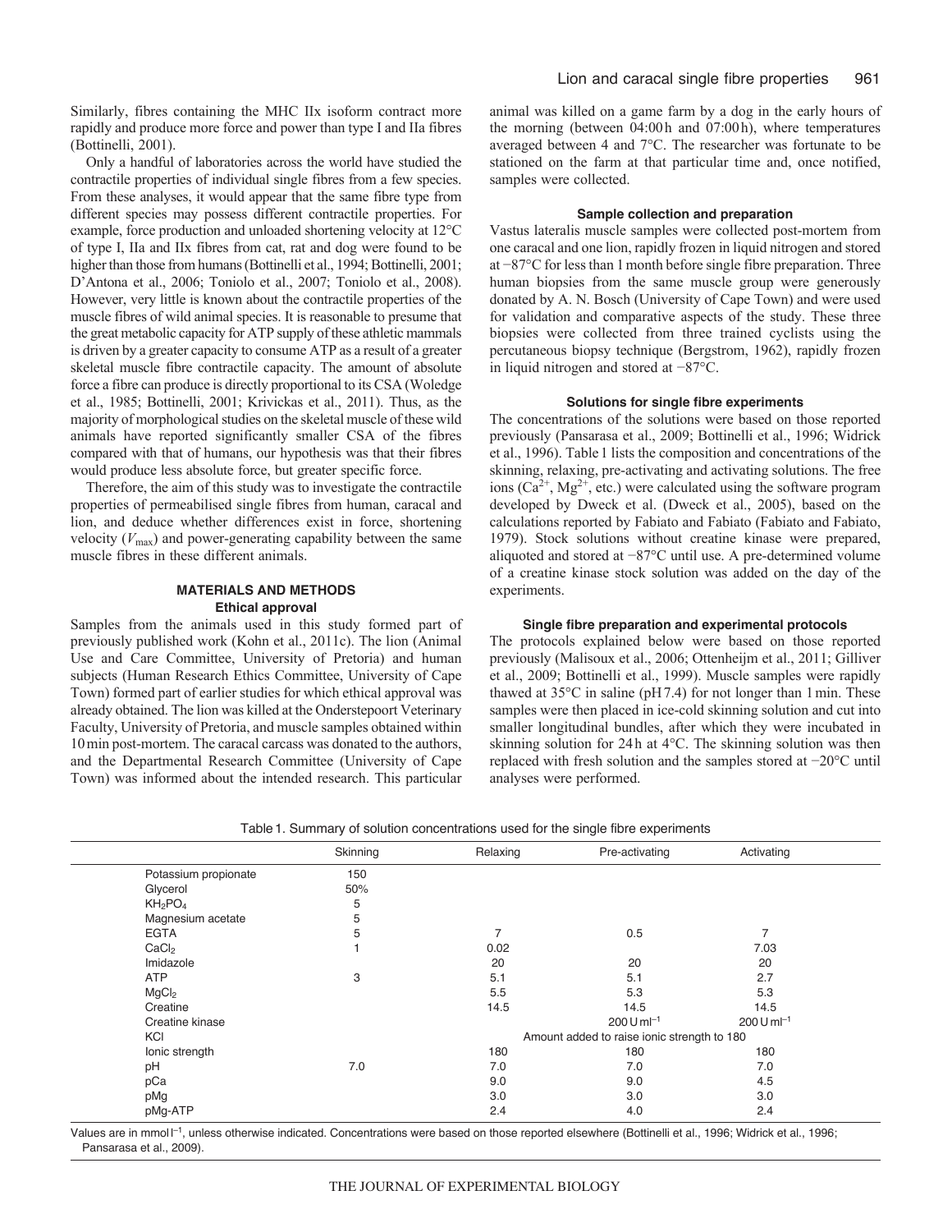Similarly, fibres containing the MHC IIx isoform contract more rapidly and produce more force and power than type I and IIa fibres (Bottinelli, 2001).

Only a handful of laboratories across the world have studied the contractile properties of individual single fibres from a few species. From these analyses, it would appear that the same fibre type from different species may possess different contractile properties. For example, force production and unloaded shortening velocity at 12°C of type I, IIa and IIx fibres from cat, rat and dog were found to be higher than those from humans (Bottinelli et al., 1994; Bottinelli, 2001; D'Antona et al., 2006; Toniolo et al., 2007; Toniolo et al., 2008). However, very little is known about the contractile properties of the muscle fibres of wild animal species. It is reasonable to presume that the great metabolic capacity for ATP supply of these athletic mammals is driven by a greater capacity to consume ATP as a result of a greater skeletal muscle fibre contractile capacity. The amount of absolute force a fibre can produce is directly proportional to its CSA (Woledge et al., 1985; Bottinelli, 2001; Krivickas et al., 2011). Thus, as the majority of morphological studies on the skeletal muscle of these wild animals have reported significantly smaller CSA of the fibres compared with that of humans, our hypothesis was that their fibres would produce less absolute force, but greater specific force.

Therefore, the aim of this study was to investigate the contractile properties of permeabilised single fibres from human, caracal and lion, and deduce whether differences exist in force, shortening velocity ($V_{max}$) and power-generating capability between the same muscle fibres in these different animals.

## MATERIALS AND METHODS

### Ethical approval

Samples from the animals used in this study formed part of previously published work (Kohn et al., 2011c). The lion (Animal Use and Care Committee, University of Pretoria) and human subjects (Human Research Ethics Committee, University of Cape Town) formed part of earlier studies for which ethical approval was already obtained. The lion was killed at the Onderstepoort Veterinary Faculty, University of Pretoria, and muscle samples obtained within 10 min post-mortem. The caracal carcass was donated to the authors, and the Departmental Research Committee (University of Cape Town) was informed about the intended research. This particular animal was killed on a game farm by a dog in the early hours of the morning (between 04:00 h and 07:00 h), where temperatures averaged between 4 and 7°C. The researcher was fortunate to be stationed on the farm at that particular time and, once notified, samples were collected.

### Sample collection and preparation

Vastus lateralis muscle samples were collected post-mortem from one caracal and one lion, rapidly frozen in liquid nitrogen and stored at −87°C for less than 1 month before single fibre preparation. Three human biopsies from the same muscle group were generously donated by A. N. Bosch (University of Cape Town) and were used for validation and comparative aspects of the study. These three biopsies were collected from three trained cyclists using the percutaneous biopsy technique (Bergstrom, 1962), rapidly frozen in liquid nitrogen and stored at −87°C.

### Solutions for single fibre experiments

The concentrations of the solutions were based on those reported previously (Pansarasa et al., 2009; Bottinelli et al., 1996; Widrick et al., 1996). Table 1 lists the composition and concentrations of the skinning, relaxing, pre-activating and activating solutions. The free ions ($Ca^{2+}$, $Mg^{2+}$, etc.) were calculated using the software program developed by Dweck et al. (Dweck et al., 2005), based on the calculations reported by Fabiato and Fabiato (Fabiato and Fabiato, 1979). Stock solutions without creatine kinase were prepared, aliquoted and stored at −87°C until use. A pre-determined volume of a creatine kinase stock solution was added on the day of the experiments.

### Single fibre preparation and experimental protocols

The protocols explained below were based on those reported previously (Malisoux et al., 2006; Ottenheijm et al., 2011; Gilliver et al., 2009; Bottinelli et al., 1999). Muscle samples were rapidly thawed at 35°C in saline (pH 7.4) for not longer than 1 min. These samples were then placed in ice-cold skinning solution and cut into smaller longitudinal bundles, after which they were incubated in skinning solution for 24 h at 4°C. The skinning solution was then replaced with fresh solution and the samples stored at −20°C until analyses were performed.

Table 1. Summary of solution concentrations used for the single fibre experiments

| | Skinning | Relaxing | Pre-activating | Activating |
|---|---|---|---|---|
| Potassium propionate | 150 | | | |
| Glycerol | 50% | | | |
| $KH_2PO_4$ | 5 | | | |
| Magnesium acetate | 5 | | | |
| EGTA | 5 | 7 | 0.5 | 7 |
| $CaCl_2$ | 1 | 0.02 | | 7.03 |
| Imidazole | | 20 | 20 | 20 |
| ATP | 3 | 5.1 | 5.1 | 2.7 |
| $MgCl_2$ | | 5.5 | 5.3 | 5.3 |
| Creatine | | 14.5 | 14.5 | 14.5 |
| Creatine kinase | | | 200 U ml$^{-1}$ | 200 U ml$^{-1}$ |
| KCl | | Amount added to raise ionic strength to 180 | | |
| Ionic strength | | 180 | 180 | 180 |
| pH | 7.0 | 7.0 | 7.0 | 7.0 |
| pCa | | 9.0 | 9.0 | 4.5 |
| pMg | | 3.0 | 3.0 | 3.0 |
| pMg-ATP | | 2.4 | 4.0 | 2.4 |

Values are in mmol l$^{-1}$, unless otherwise indicated. Concentrations were based on those reported elsewhere (Bottinelli et al., 1996; Widrick et al., 1996; Pansarasa et al., 2009).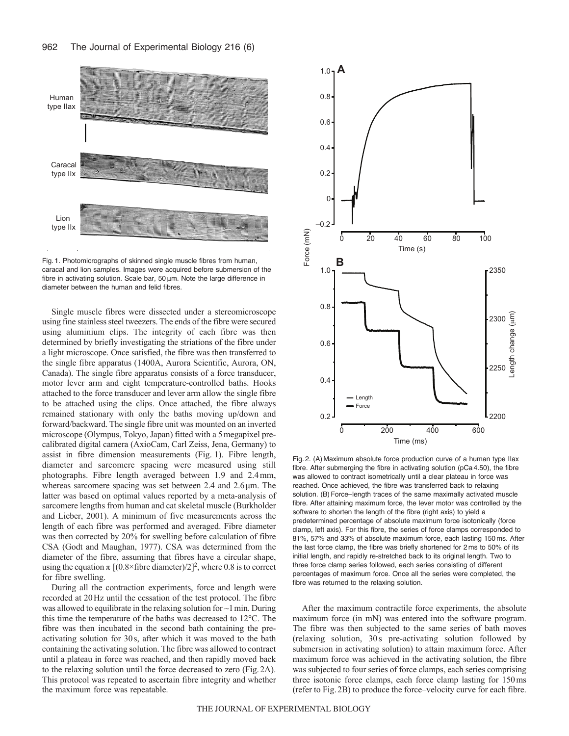Fig. 1. Photomicrographs of skinned single muscle fibres from human, caracal and lion samples. Images were acquired before submersion of the fibre in activating solution. Scale bar, 50 μm. Note the large difference in diameter between the human and felid fibres.

Single muscle fibres were dissected under a stereomicroscope using fine stainless steel tweezers. The ends of the fibre were secured using aluminium clips. The integrity of each fibre was then determined by briefly investigating the striations of the fibre under a light microscope. Once satisfied, the fibre was then transferred to the single fibre apparatus (1400A, Aurora Scientific, Aurora, ON, Canada). The single fibre apparatus consists of a force transducer, motor lever arm and eight temperature-controlled baths. Hooks attached to the force transducer and lever arm allow the single fibre to be attached using the clips. Once attached, the fibre always remained stationary with only the baths moving up/down and forward/backward. The single fibre unit was mounted on an inverted microscope (Olympus, Tokyo, Japan) fitted with a 5 megapixel pre-calibrated digital camera (AxioCam, Carl Zeiss, Jena, Germany) to assist in fibre dimension measurements (Fig. 1). Fibre length, diameter and sarcomere spacing were measured using still photographs. Fibre length averaged between 1.9 and 2.4 mm, whereas sarcomere spacing was set between 2.4 and 2.6 μm. The latter was based on optimal values reported by a meta-analysis of sarcomere lengths from human and cat skeletal muscle (Burkholder and Lieber, 2001). A minimum of five measurements across the length of each fibre was performed and averaged. Fibre diameter was then corrected by 20% for swelling before calculation of fibre CSA (Godt and Maughan, 1977). CSA was determined from the diameter of the fibre, assuming that fibres have a circular shape, using the equation $\pi\ [(0.8\times\text{fibre diameter})/2]^2$, where 0.8 is to correct for fibre swelling.

During all the contraction experiments, force and length were recorded at 20 Hz until the cessation of the test protocol. The fibre was allowed to equilibrate in the relaxing solution for ~1 min. During this time the temperature of the baths was decreased to 12°C. The fibre was then incubated in the second bath containing the pre-activating solution for 30 s, after which it was moved to the bath containing the activating solution. The fibre was allowed to contract until a plateau in force was reached, and then rapidly moved back to the relaxing solution until the force decreased to zero (Fig. 2A). This protocol was repeated to ascertain fibre integrity and whether the maximum force was repeatable.

Fig. 2. (A) Maximum absolute force production curve of a human type IIax fibre. After submerging the fibre in activating solution (pCa 4.50), the fibre was allowed to contract isometrically until a clear plateau in force was reached. Once achieved, the fibre was transferred back to relaxing solution. (B) Force–length traces of the same maximally activated muscle fibre. After attaining maximum force, the lever motor was controlled by the software to shorten the length of the fibre (right axis) to yield a predetermined percentage of absolute maximum force isotonically (force clamp, left axis). For this fibre, the series of force clamps corresponded to 81%, 57% and 33% of absolute maximum force, each lasting 150 ms. After the last force clamp, the fibre was briefly shortened for 2 ms to 50% of its initial length, and rapidly re-stretched back to its original length. Two to three force clamp series followed, each series consisting of different percentages of maximum force. Once all the series were completed, the fibre was returned to the relaxing solution.

After the maximum contractile force experiments, the absolute maximum force (in mN) was entered into the software program. The fibre was then subjected to the same series of bath moves (relaxing solution, 30 s pre-activating solution followed by submersion in activating solution) to attain maximum force. After maximum force was achieved in the activating solution, the fibre was subjected to four series of force clamps, each series comprising three isotonic force clamps, each force clamp lasting for 150 ms (refer to Fig. 2B) to produce the force–velocity curve for each fibre.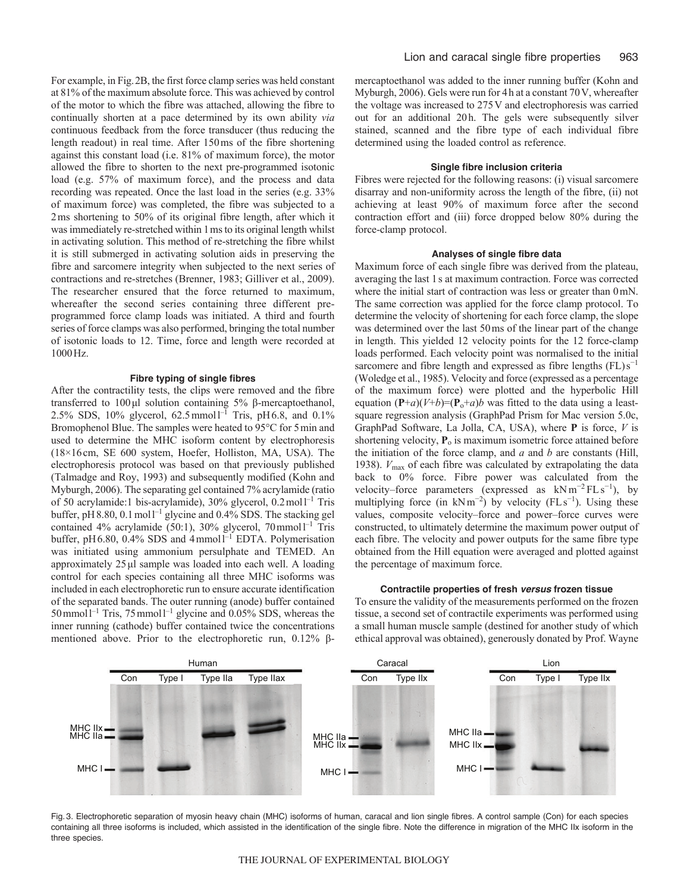For example, in Fig. 2B, the first force clamp series was held constant at 81% of the maximum absolute force. This was achieved by control of the motor to which the fibre was attached, allowing the fibre to continually shorten at a pace determined by its own ability *via* continuous feedback from the force transducer (thus reducing the length readout) in real time. After 150 ms of the fibre shortening against this constant load (i.e. 81% of maximum force), the motor allowed the fibre to shorten to the next pre-programmed isotonic load (e.g. 57% of maximum force), and the process and data recording was repeated. Once the last load in the series (e.g. 33% of maximum force) was completed, the fibre was subjected to a 2 ms shortening to 50% of its original fibre length, after which it was immediately re-stretched within 1 ms to its original length whilst in activating solution. This method of re-stretching the fibre whilst it is still submerged in activating solution aids in preserving the fibre and sarcomere integrity when subjected to the next series of contractions and re-stretches (Brenner, 1983; Gilliver et al., 2009). The researcher ensured that the force returned to maximum, whereafter the second series containing three different pre-programmed force clamp loads was initiated. A third and fourth series of force clamps was also performed, bringing the total number of isotonic loads to 12. Time, force and length were recorded at 1000 Hz.

#### Fibre typing of single fibres

After the contractility tests, the clips were removed and the fibre transferred to 100 μl solution containing 5% β-mercaptoethanol, 2.5% SDS, 10% glycerol, 62.5 mmol l$^{-1}$ Tris, pH 6.8, and 0.1% Bromophenol Blue. The samples were heated to 95°C for 5 min and used to determine the MHC isoform content by electrophoresis (18×16 cm, SE 600 system, Hoefer, Holliston, MA, USA). The electrophoresis protocol was based on that previously published (Talmadge and Roy, 1993) and subsequently modified (Kohn and Myburgh, 2006). The separating gel contained 7% acrylamide (ratio of 50 acrylamide:1 bis-acrylamide), 30% glycerol, 0.2 mol l$^{-1}$ Tris buffer, pH 8.80, 0.1 mol l$^{-1}$ glycine and 0.4% SDS. The stacking gel contained 4% acrylamide (50:1), 30% glycerol, 70 mmol l$^{-1}$ Tris buffer, pH 6.80, 0.4% SDS and 4 mmol l$^{-1}$ EDTA. Polymerisation was initiated using ammonium persulphate and TEMED. An approximately 25 μl sample was loaded into each well. A loading control for each species containing all three MHC isoforms was included in each electrophoretic run to ensure accurate identification of the separated bands. The outer running (anode) buffer contained 50 mmol l$^{-1}$ Tris, 75 mmol l$^{-1}$ glycine and 0.05% SDS, whereas the inner running (cathode) buffer contained twice the concentrations mentioned above. Prior to the electrophoretic run, 0.12% β-mercaptoethanol was added to the inner running buffer (Kohn and Myburgh, 2006). Gels were run for 4 h at a constant 70 V, whereafter the voltage was increased to 275 V and electrophoresis was carried out for an additional 20 h. The gels were subsequently silver stained, scanned and the fibre type of each individual fibre determined using the loaded control as reference.

#### Single fibre inclusion criteria

Fibres were rejected for the following reasons: (i) visual sarcomere disarray and non-uniformity across the length of the fibre, (ii) not achieving at least 90% of maximum force after the second contraction effort and (iii) force dropped below 80% during the force-clamp protocol.

#### Analyses of single fibre data

Maximum force of each single fibre was derived from the plateau, averaging the last 1 s at maximum contraction. Force was corrected where the initial start of contraction was less or greater than 0 mN. The same correction was applied for the force clamp protocol. To determine the velocity of shortening for each force clamp, the slope was determined over the last 50 ms of the linear part of the change in length. This yielded 12 velocity points for the 12 force-clamp loads performed. Each velocity point was normalised to the initial sarcomere and fibre length and expressed as fibre lengths (FL) s$^{-1}$ (Woledge et al., 1985). Velocity and force (expressed as a percentage of the maximum force) were plotted and the hyperbolic Hill equation $(\mathbf{P}+a)(V+b)=(\mathbf{P}_o+a)b$ was fitted to the data using a least-square regression analysis (GraphPad Prism for Mac version 5.0c, GraphPad Software, La Jolla, CA, USA), where $\mathbf{P}$ is force, $V$ is shortening velocity, $\mathbf{P}_o$ is maximum isometric force attained before the initiation of the force clamp, and $a$ and $b$ are constants (Hill, 1938). $V_{max}$ of each fibre was calculated by extrapolating the data back to 0% force. Fibre power was calculated from the velocity–force parameters (expressed as kN m$^{-2}$ FL s$^{-1}$), by multiplying force (in kN m$^{-2}$) by velocity (FL s$^{-1}$). Using these values, composite velocity–force and power–force curves were constructed, to ultimately determine the maximum power output of each fibre. The velocity and power outputs for the same fibre type obtained from the Hill equation were averaged and plotted against the percentage of maximum force.

#### Contractile properties of fresh *versus* frozen tissue

To ensure the validity of the measurements performed on the frozen tissue, a second set of contractile experiments was performed using a small human muscle sample (destined for another study of which ethical approval was obtained), generously donated by Prof. Wayne

Fig. 3. Electrophoretic separation of myosin heavy chain (MHC) isoforms of human, caracal and lion single fibres. A control sample (Con) for each species containing all three isoforms is included, which assisted in the identification of the single fibre. Note the difference in migration of the MHC IIx isoform in the three species.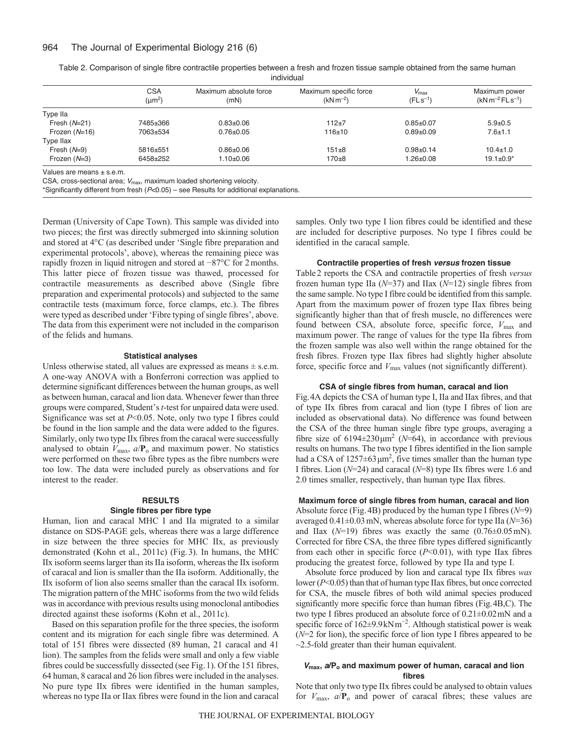Table 2. Comparison of single fibre contractile properties between a fresh and frozen tissue sample obtained from the same human individual

| | CSA ($\mu m^2$) | Maximum absolute force (mN) | Maximum specific force ($kN\,m^{-2}$) | $V_{max}$ ($FL\,s^{-1}$) | Maximum power ($kN\,m^{-2}\,FL\,s^{-1}$) |
|---|---|---|---|---|---|
| Type IIa | | | | | |
| Fresh (*N*=21) | 7485±366 | 0.83±0.06 | 112±7 | 0.85±0.07 | 5.9±0.5 |
| Frozen (*N*=16) | 7063±534 | 0.76±0.05 | 116±10 | 0.89±0.09 | 7.6±1.1 |
| Type IIax | | | | | |
| Fresh (*N*=9) | 5816±551 | 0.86±0.06 | 151±8 | 0.98±0.14 | 10.4±1.0 |
| Frozen (*N*=3) | 6458±252 | 1.10±0.06 | 170±8 | 1.26±0.08 | 19.1±0.9* |

Values are means ± s.e.m.

CSA, cross-sectional area; $V_{max}$, maximum loaded shortening velocity.

*Significantly different from fresh ($P$<0.05) – see Results for additional explanations.

Derman (University of Cape Town). This sample was divided into two pieces; the first was directly submerged into skinning solution and stored at 4°C (as described under 'Single fibre preparation and experimental protocols', above), whereas the remaining piece was rapidly frozen in liquid nitrogen and stored at −87°C for 2 months. This latter piece of frozen tissue was thawed, processed for contractile measurements as described above (Single fibre preparation and experimental protocols) and subjected to the same contractile tests (maximum force, force clamps, etc.). The fibres were typed as described under 'Fibre typing of single fibres', above. The data from this experiment were not included in the comparison of the felids and humans.

### Statistical analyses

Unless otherwise stated, all values are expressed as means ± s.e.m. A one-way ANOVA with a Bonferroni correction was applied to determine significant differences between the human groups, as well as between human, caracal and lion data. Whenever fewer than three groups were compared, Student's *t*-test for unpaired data were used. Significance was set at $P$<0.05. Note, only two type I fibres could be found in the lion sample and the data were added to the figures. Similarly, only two type IIx fibres from the caracal were successfully analysed to obtain $V_{max}$, $a/\mathbf{P}_o$ and maximum power. No statistics were performed on these two fibre types as the fibre numbers were too low. The data were included purely as observations and for interest to the reader.

## RESULTS

### Single fibres per fibre type

Human, lion and caracal MHC I and IIa migrated to a similar distance on SDS-PAGE gels, whereas there was a large difference in size between the three species for MHC IIx, as previously demonstrated (Kohn et al., 2011c) (Fig. 3). In humans, the MHC IIx isoform seems larger than its IIa isoform, whereas the IIx isoform of caracal and lion is smaller than the IIa isoform. Additionally, the IIx isoform of lion also seems smaller than the caracal IIx isoform. The migration pattern of the MHC isoforms from the two wild felids was in accordance with previous results using monoclonal antibodies directed against these isoforms (Kohn et al., 2011c).

Based on this separation profile for the three species, the isoform content and its migration for each single fibre was determined. A total of 151 fibres were dissected (89 human, 21 caracal and 41 lion). The samples from the felids were small and only a few viable fibres could be successfully dissected (see Fig. 1). Of the 151 fibres, 64 human, 8 caracal and 26 lion fibres were included in the analyses. No pure type IIx fibres were identified in the human samples, whereas no type IIa or IIax fibres were found in the lion and caracal samples. Only two type I lion fibres could be identified and these are included for descriptive purposes. No type I fibres could be identified in the caracal sample.

### Contractile properties of fresh *versus* frozen tissue

Table 2 reports the CSA and contractile properties of fresh *versus* frozen human type IIa (*N*=37) and IIax (*N*=12) single fibres from the same sample. No type I fibre could be identified from this sample. Apart from the maximum power of frozen type IIax fibres being significantly higher than that of fresh muscle, no differences were found between CSA, absolute force, specific force, $V_{max}$ and maximum power. The range of values for the type IIa fibres from the frozen sample was also well within the range obtained for the fresh fibres. Frozen type IIax fibres had slightly higher absolute force, specific force and $V_{max}$ values (not significantly different).

### CSA of single fibres from human, caracal and lion

Fig. 4A depicts the CSA of human type I, IIa and IIax fibres, and that of type IIx fibres from caracal and lion (type I fibres of lion are included as observational data). No difference was found between the CSA of the three human single fibre type groups, averaging a fibre size of 6194±230 $\mu m^2$ (*N*=64), in accordance with previous results on humans. The two type I fibres identified in the lion sample had a CSA of 1257±63 $\mu m^2$, five times smaller than the human type I fibres. Lion (*N*=24) and caracal (*N*=8) type IIx fibres were 1.6 and 2.0 times smaller, respectively, than human type IIax fibres.

### Maximum force of single fibres from human, caracal and lion

Absolute force (Fig. 4B) produced by the human type I fibres (*N*=9) averaged 0.41±0.03 mN, whereas absolute force for type IIa (*N*=36) and IIax (*N*=19) fibres was exactly the same (0.76±0.05 mN). Corrected for fibre CSA, the three fibre types differed significantly from each other in specific force ($P$<0.01), with type IIax fibres producing the greatest force, followed by type IIa and type I.

Absolute force produced by lion and caracal type IIx fibres *was* lower ($P$<0.05) than that of human type IIax fibres, but once corrected for CSA, the muscle fibres of both wild animal species produced significantly more specific force than human fibres (Fig. 4B,C). The two type I fibres produced an absolute force of 0.21±0.02 mN and a specific force of 162±9.9 $kN\,m^{-2}$. Although statistical power is weak (*N*=2 for lion), the specific force of lion type I fibres appeared to be ~2.5-fold greater than their human equivalent.

### $V_{max}$, $a/\mathbf{P}_o$ and maximum power of human, caracal and lion fibres

Note that only two type IIx fibres could be analysed to obtain values for $V_{max}$, $a/\mathbf{P}_o$ and power of caracal fibres; these values are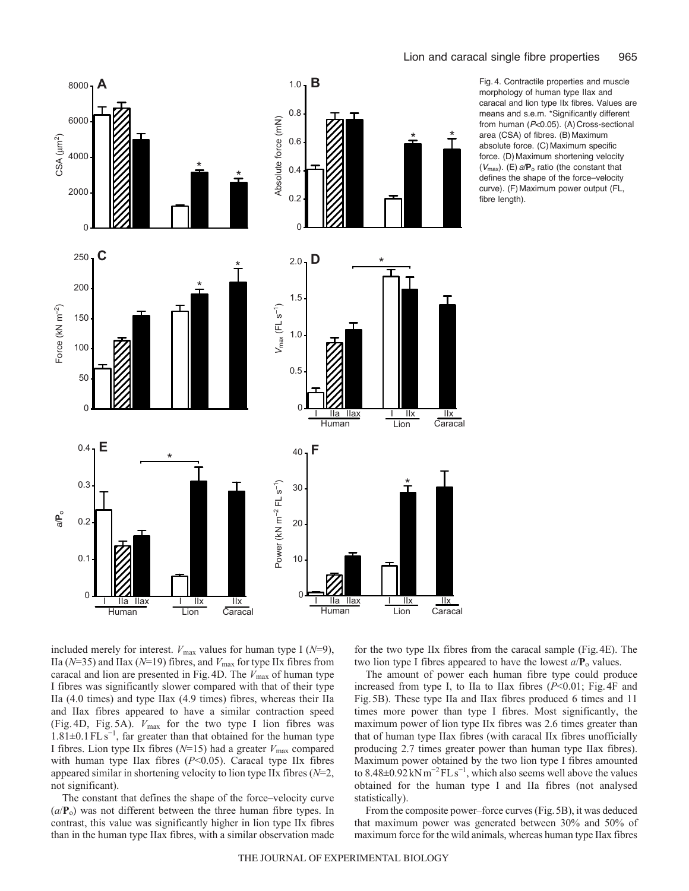Fig. 4. Contractile properties and muscle morphology of human type IIax and caracal and lion type IIx fibres. Values are means and s.e.m. *Significantly different from human ($P$<0.05). (A) Cross-sectional area (CSA) of fibres. (B) Maximum absolute force. (C) Maximum specific force. (D) Maximum shortening velocity ($V_{max}$). (E) $a/\mathbf{P}_o$ ratio (the constant that defines the shape of the force–velocity curve). (F) Maximum power output (FL, fibre length).

included merely for interest. $V_{max}$ values for human type I ($N$=9), IIa ($N$=35) and IIax ($N$=19) fibres, and $V_{max}$ for type IIx fibres from caracal and lion are presented in Fig. 4D. The $V_{max}$ of human type I fibres was significantly slower compared with that of their type IIa (4.0 times) and type IIax (4.9 times) fibres, whereas their IIa and IIax fibres appeared to have a similar contraction speed (Fig. 4D, Fig. 5A). $V_{max}$ for the two type I lion fibres was $1.81\pm0.1\,\mathrm{FL\,s^{-1}}$, far greater than that obtained for the human type I fibres. Lion type IIx fibres ($N$=15) had a greater $V_{max}$ compared with human type IIax fibres ($P$<0.05). Caracal type IIx fibres appeared similar in shortening velocity to lion type IIx fibres ($N$=2, not significant).

The constant that defines the shape of the force–velocity curve ($a/\mathbf{P}_o$) was not different between the three human fibre types. In contrast, this value was significantly higher in lion type IIx fibres than in the human type IIax fibres, with a similar observation made for the two type IIx fibres from the caracal sample (Fig. 4E). The two lion type I fibres appeared to have the lowest $a/\mathbf{P}_o$ values.

The amount of power each human fibre type could produce increased from type I, to IIa to IIax fibres ($P$<0.01; Fig. 4F and Fig. 5B). These type IIa and IIax fibres produced 6 times and 11 times more power than type I fibres. Most significantly, the maximum power of lion type IIx fibres was 2.6 times greater than that of human type IIax fibres (with caracal IIx fibres unofficially producing 2.7 times greater power than human type IIax fibres). Maximum power obtained by the two lion type I fibres amounted to $8.48\pm0.92\,\mathrm{kN\,m^{-2}\,FL\,s^{-1}}$, which also seems well above the values obtained for the human type I and IIa fibres (not analysed statistically).

From the composite power–force curves (Fig. 5B), it was deduced that maximum power was generated between 30% and 50% of maximum force for the wild animals, whereas human type IIax fibres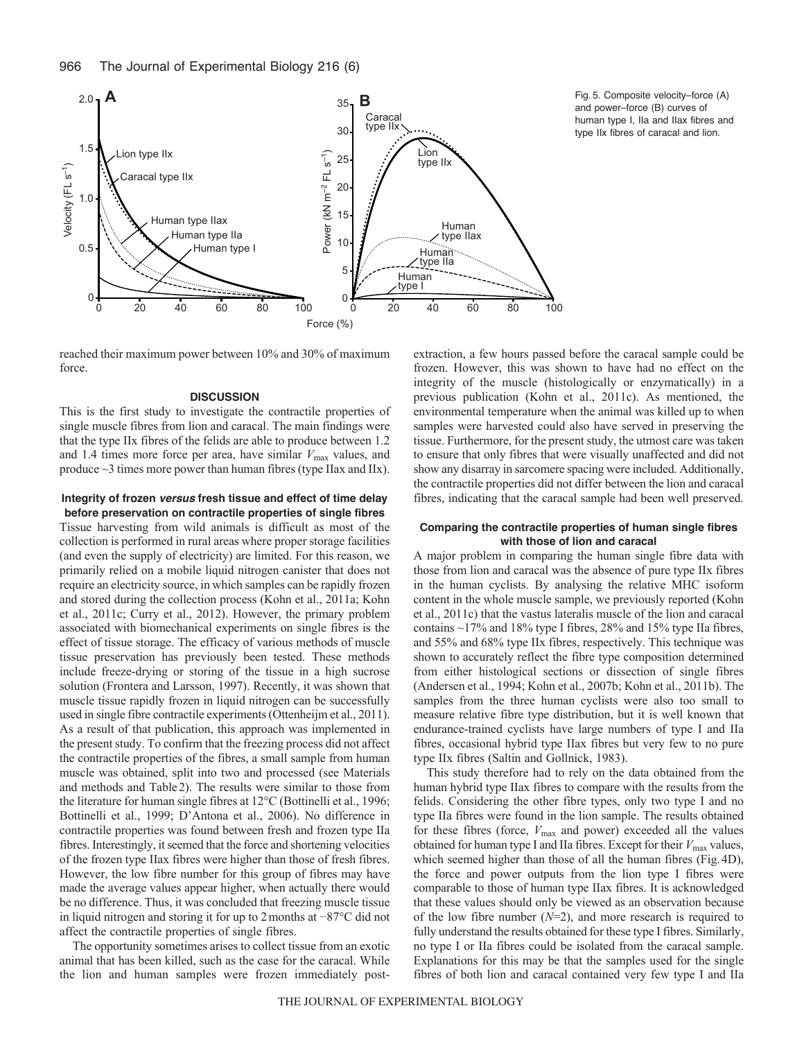Fig. 5. Composite velocity–force (A) and power–force (B) curves of human type I, IIa and IIax fibres and type IIx fibres of caracal and lion.

reached their maximum power between 10% and 30% of maximum force.

## DISCUSSION

This is the first study to investigate the contractile properties of single muscle fibres from lion and caracal. The main findings were that the type IIx fibres of the felids are able to produce between 1.2 and 1.4 times more force per area, have similar $V_{max}$ values, and produce ~3 times more power than human fibres (type IIax and IIx).

### Integrity of frozen *versus* fresh tissue and effect of time delay before preservation on contractile properties of single fibres

Tissue harvesting from wild animals is difficult as most of the collection is performed in rural areas where proper storage facilities (and even the supply of electricity) are limited. For this reason, we primarily relied on a mobile liquid nitrogen canister that does not require an electricity source, in which samples can be rapidly frozen and stored during the collection process (Kohn et al., 2011a; Kohn et al., 2011c; Curry et al., 2012). However, the primary problem associated with biomechanical experiments on single fibres is the effect of tissue storage. The efficacy of various methods of muscle tissue preservation has previously been tested. These methods include freeze-drying or storing of the tissue in a high sucrose solution (Frontera and Larsson, 1997). Recently, it was shown that muscle tissue rapidly frozen in liquid nitrogen can be successfully used in single fibre contractile experiments (Ottenheijm et al., 2011). As a result of that publication, this approach was implemented in the present study. To confirm that the freezing process did not affect the contractile properties of the fibres, a small sample from human muscle was obtained, split into two and processed (see Materials and methods and Table 2). The results were similar to those from the literature for human single fibres at 12°C (Bottinelli et al., 1996; Bottinelli et al., 1999; D'Antona et al., 2006). No difference in contractile properties was found between fresh and frozen type IIa fibres. Interestingly, it seemed that the force and shortening velocities of the frozen type IIax fibres were higher than those of fresh fibres. However, the low fibre number for this group of fibres may have made the average values appear higher, when actually there would be no difference. Thus, it was concluded that freezing muscle tissue in liquid nitrogen and storing it for up to 2 months at −87°C did not affect the contractile properties of single fibres.

The opportunity sometimes arises to collect tissue from an exotic animal that has been killed, such as the case for the caracal. While the lion and human samples were frozen immediately post-extraction, a few hours passed before the caracal sample could be frozen. However, this was shown to have had no effect on the integrity of the muscle (histologically or enzymatically) in a previous publication (Kohn et al., 2011c). As mentioned, the environmental temperature when the animal was killed up to when samples were harvested could also have served in preserving the tissue. Furthermore, for the present study, the utmost care was taken to ensure that only fibres that were visually unaffected and did not show any disarray in sarcomere spacing were included. Additionally, the contractile properties did not differ between the lion and caracal fibres, indicating that the caracal sample had been well preserved.

### Comparing the contractile properties of human single fibres with those of lion and caracal

A major problem in comparing the human single fibre data with those from lion and caracal was the absence of pure type IIx fibres in the human cyclists. By analysing the relative MHC isoform content in the whole muscle sample, we previously reported (Kohn et al., 2011c) that the vastus lateralis muscle of the lion and caracal contains ~17% and 18% type I fibres, 28% and 15% type IIa fibres, and 55% and 68% type IIx fibres, respectively. This technique was shown to accurately reflect the fibre type composition determined from either histological sections or dissection of single fibres (Andersen et al., 1994; Kohn et al., 2007b; Kohn et al., 2011b). The samples from the three human cyclists were also too small to measure relative fibre type distribution, but it is well known that endurance-trained cyclists have large numbers of type I and IIa fibres, occasional hybrid type IIax fibres but very few to no pure type IIx fibres (Saltin and Gollnick, 1983).

This study therefore had to rely on the data obtained from the human hybrid type IIax fibres to compare with the results from the felids. Considering the other fibre types, only two type I and no type IIa fibres were found in the lion sample. The results obtained for these fibres (force, $V_{max}$ and power) exceeded all the values obtained for human type I and IIa fibres. Except for their $V_{max}$ values, which seemed higher than those of all the human fibres (Fig. 4D), the force and power outputs from the lion type I fibres were comparable to those of human type IIax fibres. It is acknowledged that these values should only be viewed as an observation because of the low fibre number ($N$=2), and more research is required to fully understand the results obtained for these type I fibres. Similarly, no type I or IIa fibres could be isolated from the caracal sample. Explanations for this may be that the samples used for the single fibres of both lion and caracal contained very few type I and IIa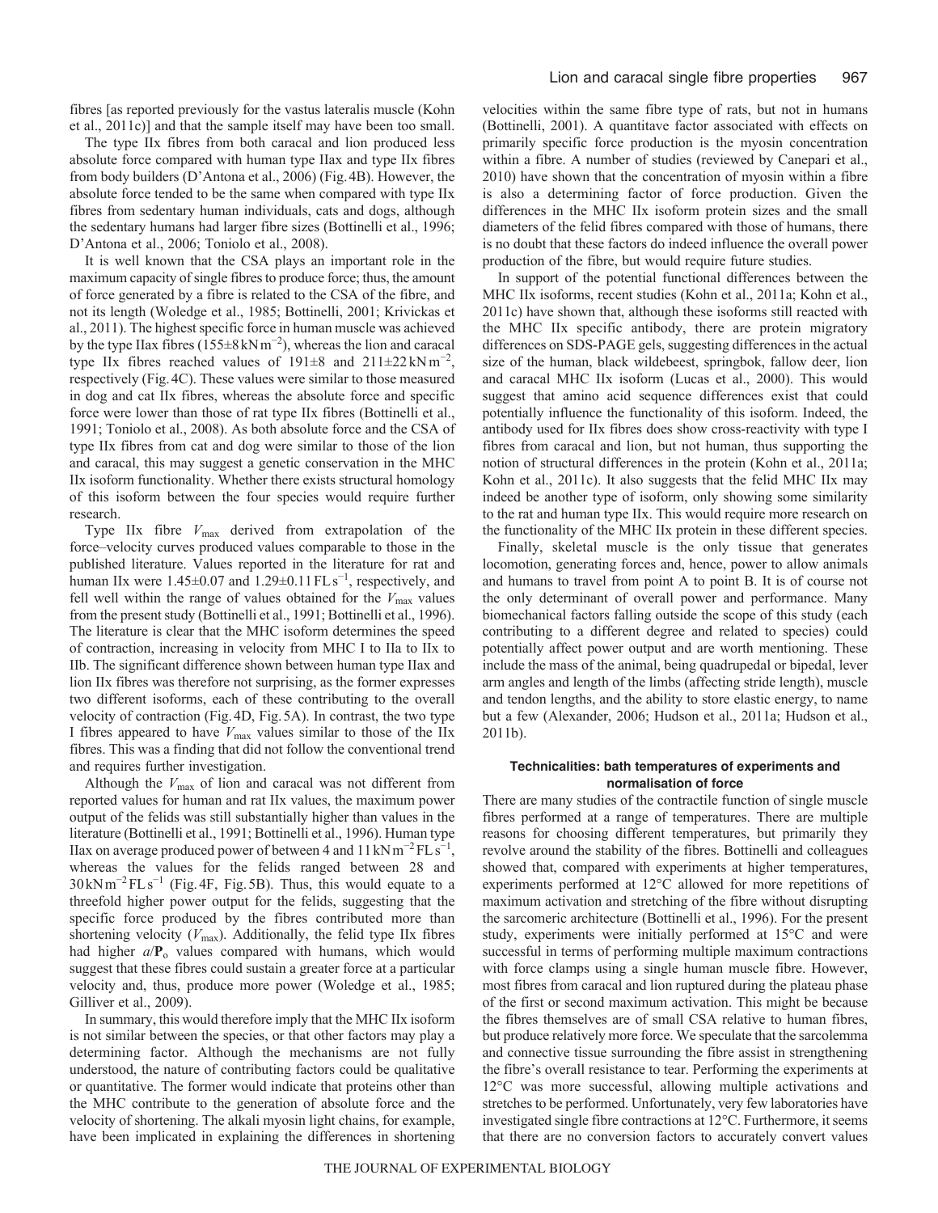fibres [as reported previously for the vastus lateralis muscle (Kohn et al., 2011c)] and that the sample itself may have been too small.

The type IIx fibres from both caracal and lion produced less absolute force compared with human type IIax and type IIx fibres from body builders (D'Antona et al., 2006) (Fig. 4B). However, the absolute force tended to be the same when compared with type IIx fibres from sedentary human individuals, cats and dogs, although the sedentary humans had larger fibre sizes (Bottinelli et al., 1996; D'Antona et al., 2006; Toniolo et al., 2008).

It is well known that the CSA plays an important role in the maximum capacity of single fibres to produce force; thus, the amount of force generated by a fibre is related to the CSA of the fibre, and not its length (Woledge et al., 1985; Bottinelli, 2001; Krivickas et al., 2011). The highest specific force in human muscle was achieved by the type IIax fibres ($155\pm8\,\mathrm{kN\,m^{-2}}$), whereas the lion and caracal type IIx fibres reached values of $191\pm8$ and $211\pm22\,\mathrm{kN\,m^{-2}}$, respectively (Fig. 4C). These values were similar to those measured in dog and cat IIx fibres, whereas the absolute force and specific force were lower than those of rat type IIx fibres (Bottinelli et al., 1991; Toniolo et al., 2008). As both absolute force and the CSA of type IIx fibres from cat and dog were similar to those of the lion and caracal, this may suggest a genetic conservation in the MHC IIx isoform functionality. Whether there exists structural homology of this isoform between the four species would require further research.

Type IIx fibre $V_{max}$ derived from extrapolation of the force–velocity curves produced values comparable to those in the published literature. Values reported in the literature for rat and human IIx were $1.45\pm0.07$ and $1.29\pm0.11\,\mathrm{FL\,s^{-1}}$, respectively, and fell well within the range of values obtained for the $V_{max}$ values from the present study (Bottinelli et al., 1991; Bottinelli et al., 1996). The literature is clear that the MHC isoform determines the speed of contraction, increasing in velocity from MHC I to IIa to IIx to IIb. The significant difference shown between human type IIax and lion IIx fibres was therefore not surprising, as the former expresses two different isoforms, each of these contributing to the overall velocity of contraction (Fig. 4D, Fig. 5A). In contrast, the two type I fibres appeared to have $V_{max}$ values similar to those of the IIx fibres. This was a finding that did not follow the conventional trend and requires further investigation.

Although the $V_{max}$ of lion and caracal was not different from reported values for human and rat IIx values, the maximum power output of the felids was still substantially higher than values in the literature (Bottinelli et al., 1991; Bottinelli et al., 1996). Human type IIax on average produced power of between 4 and $11\,\mathrm{kN\,m^{-2}\,FL\,s^{-1}}$, whereas the values for the felids ranged between 28 and $30\,\mathrm{kN\,m^{-2}\,FL\,s^{-1}}$ (Fig. 4F, Fig. 5B). Thus, this would equate to a threefold higher power output for the felids, suggesting that the specific force produced by the fibres contributed more than shortening velocity ($V_{max}$). Additionally, the felid type IIx fibres had higher $a/\mathbf{P}_o$ values compared with humans, which would suggest that these fibres could sustain a greater force at a particular velocity and, thus, produce more power (Woledge et al., 1985; Gilliver et al., 2009).

In summary, this would therefore imply that the MHC IIx isoform is not similar between the species, or that other factors may play a determining factor. Although the mechanisms are not fully understood, the nature of contributing factors could be qualitative or quantitative. The former would indicate that proteins other than the MHC contribute to the generation of absolute force and the velocity of shortening. The alkali myosin light chains, for example, have been implicated in explaining the differences in shortening velocities within the same fibre type of rats, but not in humans (Bottinelli, 2001). A quantitave factor associated with effects on primarily specific force production is the myosin concentration within a fibre. A number of studies (reviewed by Canepari et al., 2010) have shown that the concentration of myosin within a fibre is also a determining factor of force production. Given the differences in the MHC IIx isoform protein sizes and the small diameters of the felid fibres compared with those of humans, there is no doubt that these factors do indeed influence the overall power production of the fibre, but would require future studies.

In support of the potential functional differences between the MHC IIx isoforms, recent studies (Kohn et al., 2011a; Kohn et al., 2011c) have shown that, although these isoforms still reacted with the MHC IIx specific antibody, there are protein migratory differences on SDS-PAGE gels, suggesting differences in the actual size of the human, black wildebeest, springbok, fallow deer, lion and caracal MHC IIx isoform (Lucas et al., 2000). This would suggest that amino acid sequence differences exist that could potentially influence the functionality of this isoform. Indeed, the antibody used for IIx fibres does show cross-reactivity with type I fibres from caracal and lion, but not human, thus supporting the notion of structural differences in the protein (Kohn et al., 2011a; Kohn et al., 2011c). It also suggests that the felid MHC IIx may indeed be another type of isoform, only showing some similarity to the rat and human type IIx. This would require more research on the functionality of the MHC IIx protein in these different species.

Finally, skeletal muscle is the only tissue that generates locomotion, generating forces and, hence, power to allow animals and humans to travel from point A to point B. It is of course not the only determinant of overall power and performance. Many biomechanical factors falling outside the scope of this study (each contributing to a different degree and related to species) could potentially affect power output and are worth mentioning. These include the mass of the animal, being quadrupedal or bipedal, lever arm angles and length of the limbs (affecting stride length), muscle and tendon lengths, and the ability to store elastic energy, to name but a few (Alexander, 2006; Hudson et al., 2011a; Hudson et al., 2011b).

### Technicalities: bath temperatures of experiments and normalisation of force

There are many studies of the contractile function of single muscle fibres performed at a range of temperatures. There are multiple reasons for choosing different temperatures, but primarily they revolve around the stability of the fibres. Bottinelli and colleagues showed that, compared with experiments at higher temperatures, experiments performed at 12°C allowed for more repetitions of maximum activation and stretching of the fibre without disrupting the sarcomeric architecture (Bottinelli et al., 1996). For the present study, experiments were initially performed at 15°C and were successful in terms of performing multiple maximum contractions with force clamps using a single human muscle fibre. However, most fibres from caracal and lion ruptured during the plateau phase of the first or second maximum activation. This might be because the fibres themselves are of small CSA relative to human fibres, but produce relatively more force. We speculate that the sarcolemma and connective tissue surrounding the fibre assist in strengthening the fibre's overall resistance to tear. Performing the experiments at 12°C was more successful, allowing multiple activations and stretches to be performed. Unfortunately, very few laboratories have investigated single fibre contractions at 12°C. Furthermore, it seems that there are no conversion factors to accurately convert values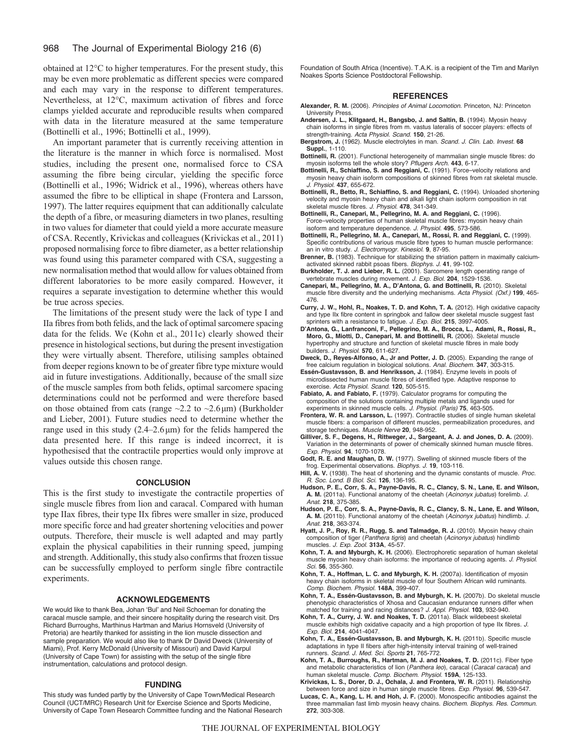obtained at 12°C to higher temperatures. For the present study, this may be even more problematic as different species were compared and each may vary in the response to different temperatures. Nevertheless, at 12°C, maximum activation of fibres and force clamps yielded accurate and reproducible results when compared with data in the literature measured at the same temperature (Bottinelli et al., 1996; Bottinelli et al., 1999).

An important parameter that is currently receiving attention in the literature is the manner in which force is normalised. Most studies, including the present one, normalised force to CSA assuming the fibre being circular, yielding the specific force (Bottinelli et al., 1996; Widrick et al., 1996), whereas others have assumed the fibre to be elliptical in shape (Frontera and Larsson, 1997). The latter requires equipment that can additionally calculate the depth of a fibre, or measuring diameters in two planes, resulting in two values for diameter that could yield a more accurate measure of CSA. Recently, Krivickas and colleagues (Krivickas et al., 2011) proposed normalising force to fibre diameter, as a better relationship was found using this parameter compared with CSA, suggesting a new normalisation method that would allow for values obtained from different laboratories to be more easily compared. However, it requires a separate investigation to determine whether this would be true across species.

The limitations of the present study were the lack of type I and IIa fibres from both felids, and the lack of optimal sarcomere spacing data for the felids. We (Kohn et al., 2011c) clearly showed their presence in histological sections, but during the present investigation they were virtually absent. Therefore, utilising samples obtained from deeper regions known to be of greater fibre type mixture would aid in future investigations. Additionally, because of the small size of the muscle samples from both felids, optimal sarcomere spacing determinations could not be performed and were therefore based on those obtained from cats (range ~2.2 to ~2.6 μm) (Burkholder and Lieber, 2001). Future studies need to determine whether the range used in this study (2.4–2.6 μm) for the felids hampered the data presented here. If this range is indeed incorrect, it is hypothesised that the contractile properties would only improve at values outside this chosen range.

## CONCLUSION

This is the first study to investigate the contractile properties of single muscle fibres from lion and caracal. Compared with human type IIax fibres, their type IIx fibres were smaller in size, produced more specific force and had greater shortening velocities and power outputs. Therefore, their muscle is well adapted and may partly explain the physical capabilities in their running speed, jumping and strength. Additionally, this study also confirms that frozen tissue can be successfully employed to perform single fibre contractile experiments.

## ACKNOWLEDGEMENTS

We would like to thank Bea, Johan 'Bul' and Neil Schoeman for donating the caracal muscle sample, and their sincere hospitality during the research visit. Drs Richard Burroughs, Marthinus Hartman and Marius Hornsveld (University of Pretoria) are heartily thanked for assisting in the lion muscle dissection and sample preparation. We would also like to thank Dr David Dweck (University of Miami), Prof. Kerry McDonald (University of Missouri) and David Karpul (University of Cape Town) for assisting with the setup of the single fibre instrumentation, calculations and protocol design.

## FUNDING

This study was funded partly by the University of Cape Town/Medical Research Council (UCT/MRC) Research Unit for Exercise Science and Sports Medicine, University of Cape Town Research Committee funding and the National Research Foundation of South Africa (Incentive). T.A.K. is a recipient of the Tim and Marilyn Noakes Sports Science Postdoctoral Fellowship.

## REFERENCES

**Alexander, R. M.** (2006). *Principles of Animal Locomotion*. Princeton, NJ: Princeton University Press.

**Andersen, J. L., Klitgaard, H., Bangsbo, J. and Saltin, B.** (1994). Myosin heavy chain isoforms in single fibres from m. vastus lateralis of soccer players: effects of strength-training. *Acta Physiol. Scand.* **150**, 21-26.

**Bergstrom, J.** (1962). Muscle electrolytes in man. *Scand. J. Clin. Lab. Invest.* **68 Suppl.**, 1-110.

**Bottinelli, R.** (2001). Functional heterogeneity of mammalian single muscle fibres: do myosin isoforms tell the whole story? *Pflugers Arch.* **443**, 6-17.

**Bottinelli, R., Schiaffino, S. and Reggiani, C.** (1991). Force–velocity relations and myosin heavy chain isoform compositions of skinned fibres from rat skeletal muscle. *J. Physiol.* **437**, 655-672.

**Bottinelli, R., Betto, R., Schiaffino, S. and Reggiani, C.** (1994). Unloaded shortening velocity and myosin heavy chain and alkali light chain isoform composition in rat skeletal muscle fibres. *J. Physiol.* **478**, 341-349.

**Bottinelli, R., Canepari, M., Pellegrino, M. A. and Reggiani, C.** (1996). Force–velocity properties of human skeletal muscle fibres: myosin heavy chain isoform and temperature dependence. *J. Physiol.* **495**, 573-586.

**Bottinelli, R., Pellegrino, M. A., Canepari, M., Rossi, R. and Reggiani, C.** (1999). Specific contributions of various muscle fibre types to human muscle performance: an in vitro study. *J. Electromyogr. Kinesiol.* **9**, 87-95.

**Brenner, B.** (1983). Technique for stabilizing the striation pattern in maximally calcium-activated skinned rabbit psoas fibers. *Biophys. J.* **41**, 99-102.

**Burkholder, T. J. and Lieber, R. L.** (2001). Sarcomere length operating range of vertebrate muscles during movement. *J. Exp. Biol.* **204**, 1529-1536.

**Canepari, M., Pellegrino, M. A., D'Antona, G. and Bottinelli, R.** (2010). Skeletal muscle fibre diversity and the underlying mechanisms. *Acta Physiol. (Oxf.)* **199**, 465-476.

**Curry, J. W., Hohl, R., Noakes, T. D. and Kohn, T. A.** (2012). High oxidative capacity and type IIx fibre content in springbok and fallow deer skeletal muscle suggest fast sprinters with a resistance to fatigue. *J. Exp. Biol.* **215**, 3997-4005.

**D'Antona, G., Lanfranconi, F., Pellegrino, M. A., Brocca, L., Adami, R., Rossi, R., Moro, G., Miotti, D., Canepari, M. and Bottinelli, R.** (2006). Skeletal muscle hypertrophy and structure and function of skeletal muscle fibres in male body builders. *J. Physiol.* **570**, 611-627.

**Dweck, D., Reyes-Alfonso, A., Jr and Potter, J. D.** (2005). Expanding the range of free calcium regulation in biological solutions. *Anal. Biochem.* **347**, 303-315.

**Essén-Gustavsson, B. and Henriksson, J.** (1984). Enzyme levels in pools of microdissected human muscle fibres of identified type. Adaptive response to exercise. *Acta Physiol. Scand.* **120**, 505-515.

**Fabiato, A. and Fabiato, F.** (1979). Calculator programs for computing the composition of the solutions containing multiple metals and ligands used for experiments in skinned muscle cells. *J. Physiol. (Paris)* **75**, 463-505.

**Frontera, W. R. and Larsson, L.** (1997). Contractile studies of single human skeletal muscle fibers: a comparison of different muscles, permeabilization procedures, and storage techniques. *Muscle Nerve* **20**, 948-952.

**Gilliver, S. F., Degens, H., Rittweger, J., Sargeant, A. J. and Jones, D. A.** (2009). Variation in the determinants of power of chemically skinned human muscle fibres. *Exp. Physiol.* **94**, 1070-1078.

**Godt, R. E. and Maughan, D. W.** (1977). Swelling of skinned muscle fibers of the frog. Experimental observations. *Biophys. J.* **19**, 103-116.

**Hill, A. V.** (1938). The heat of shortening and the dynamic constants of muscle. *Proc. R. Soc. Lond. B Biol. Sci.* **126**, 136-195.

**Hudson, P. E., Corr, S. A., Payne-Davis, R. C., Clancy, S. N., Lane, E. and Wilson, A. M.** (2011a). Functional anatomy of the cheetah (*Acinonyx jubatus*) forelimb. *J. Anat.* **218**, 375-385.

**Hudson, P. E., Corr, S. A., Payne-Davis, R. C., Clancy, S. N., Lane, E. and Wilson, A. M.** (2011b). Functional anatomy of the cheetah (*Acinonyx jubatus*) hindlimb. *J. Anat.* **218**, 363-374.

**Hyatt, J. P., Roy, R. R., Rugg, S. and Talmadge, R. J.** (2010). Myosin heavy chain composition of tiger (*Panthera tigris*) and cheetah (*Acinonyx jubatus*) hindlimb muscles. *J. Exp. Zool.* **313A**, 45-57.

**Kohn, T. A. and Myburgh, K. H.** (2006). Electrophoretic separation of human skeletal muscle myosin heavy chain isoforms: the importance of reducing agents. *J. Physiol. Sci.* **56**, 355-360.

**Kohn, T. A., Hoffman, L. C. and Myburgh, K. H.** (2007a). Identification of myosin heavy chain isoforms in skeletal muscle of four Southern African wild ruminants. *Comp. Biochem. Physiol.* **148A**, 399-407.

**Kohn, T. A., Essén-Gustavsson, B. and Myburgh, K. H.** (2007b). Do skeletal muscle phenotypic characteristics of Xhosa and Caucasian endurance runners differ when matched for training and racing distances? *J. Appl. Physiol.* **103**, 932-940.

**Kohn, T. A., Curry, J. W. and Noakes, T. D.** (2011a). Black wildebeest skeletal muscle exhibits high oxidative capacity and a high proportion of type IIx fibres. *J. Exp. Biol.* **214**, 4041-4047.

**Kohn, T. A., Essén-Gustavsson, B. and Myburgh, K. H.** (2011b). Specific muscle adaptations in type II fibers after high-intensity interval training of well-trained runners. *Scand. J. Med. Sci. Sports* **21**, 765-772.

**Kohn, T. A., Burroughs, R., Hartman, M. J. and Noakes, T. D.** (2011c). Fiber type and metabolic characteristics of lion (*Panthera leo*), caracal (*Caracal caracal*) and human skeletal muscle. *Comp. Biochem. Physiol.* **159A**, 125-133.

**Krivickas, L. S., Dorer, D. J., Ochala, J. and Frontera, W. R.** (2011). Relationship between force and size in human single muscle fibres. *Exp. Physiol.* **96**, 539-547.

**Lucas, C. A., Kang, L. H. and Hoh, J. F.** (2000). Monospecific antibodies against the three mammalian fast limb myosin heavy chains. *Biochem. Biophys. Res. Commun.* **272**, 303-308.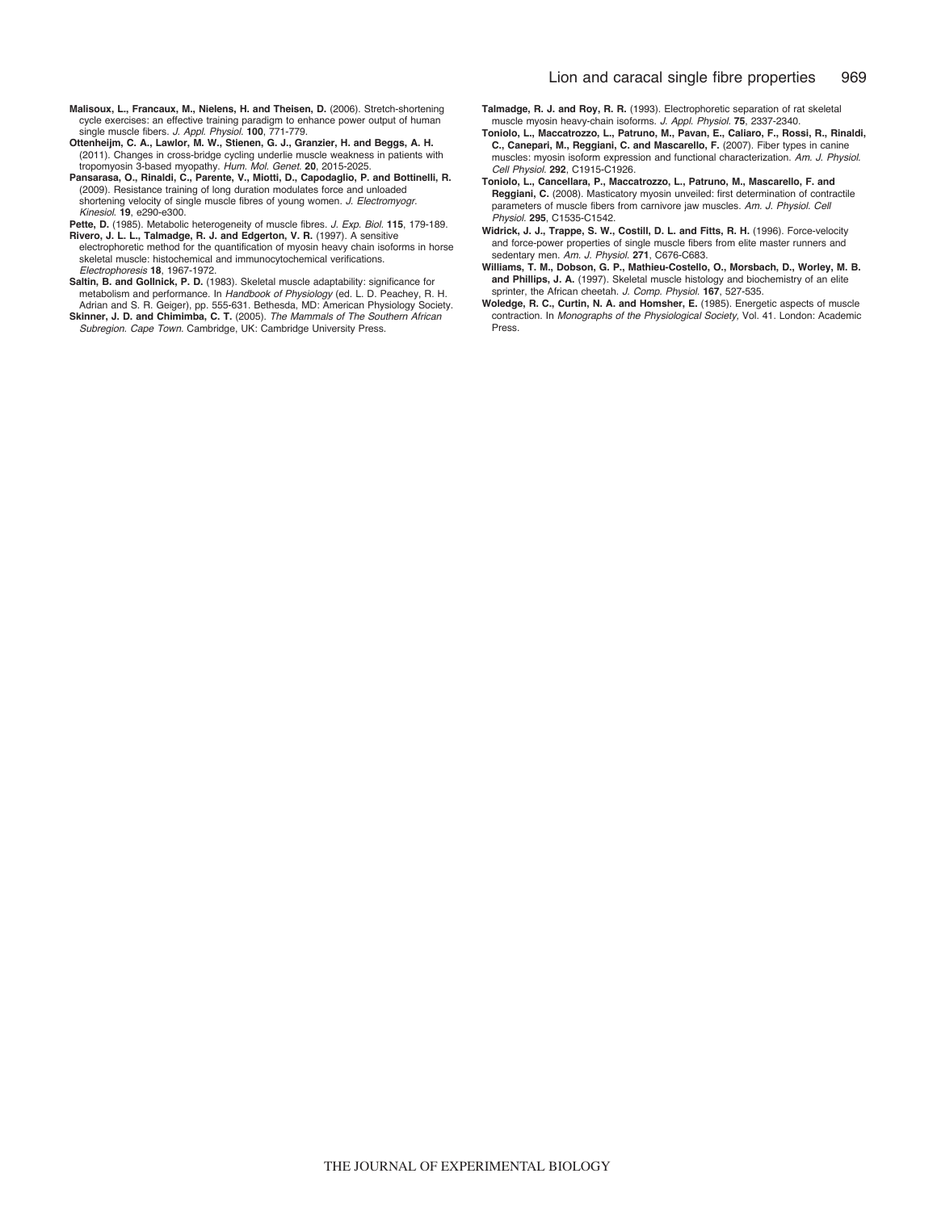**Malisoux, L., Francaux, M., Nielens, H. and Theisen, D.** (2006). Stretch-shortening cycle exercises: an effective training paradigm to enhance power output of human single muscle fibers. *J. Appl. Physiol.* **100**, 771-779.

**Ottenheijm, C. A., Lawlor, M. W., Stienen, G. J., Granzier, H. and Beggs, A. H.** (2011). Changes in cross-bridge cycling underlie muscle weakness in patients with tropomyosin 3-based myopathy. *Hum. Mol. Genet.* **20**, 2015-2025.

**Pansarasa, O., Rinaldi, C., Parente, V., Miotti, D., Capodaglio, P. and Bottinelli, R.** (2009). Resistance training of long duration modulates force and unloaded shortening velocity of single muscle fibres of young women. *J. Electromyogr. Kinesiol.* **19**, e290-e300.

**Pette, D.** (1985). Metabolic heterogeneity of muscle fibres. *J. Exp. Biol.* **115**, 179-189.

**Rivero, J. L. L., Talmadge, R. J. and Edgerton, V. R.** (1997). A sensitive electrophoretic method for the quantification of myosin heavy chain isoforms in horse skeletal muscle: histochemical and immunocytochemical verifications. *Electrophoresis* **18**, 1967-1972.

**Saltin, B. and Gollnick, P. D.** (1983). Skeletal muscle adaptability: significance for metabolism and performance. In *Handbook of Physiology* (ed. L. D. Peachey, R. H. Adrian and S. R. Geiger), pp. 555-631. Bethesda, MD: American Physiology Society.

**Skinner, J. D. and Chimimba, C. T.** (2005). *The Mammals of The Southern African Subregion. Cape Town.* Cambridge, UK: Cambridge University Press.

**Talmadge, R. J. and Roy, R. R.** (1993). Electrophoretic separation of rat skeletal muscle myosin heavy-chain isoforms. *J. Appl. Physiol.* **75**, 2337-2340.

**Toniolo, L., Maccatrozzo, L., Patruno, M., Pavan, E., Caliaro, F., Rossi, R., Rinaldi, C., Canepari, M., Reggiani, C. and Mascarello, F.** (2007). Fiber types in canine muscles: myosin isoform expression and functional characterization. *Am. J. Physiol. Cell Physiol.* **292**, C1915-C1926.

**Toniolo, L., Cancellara, P., Maccatrozzo, L., Patruno, M., Mascarello, F. and Reggiani, C.** (2008). Masticatory myosin unveiled: first determination of contractile parameters of muscle fibers from carnivore jaw muscles. *Am. J. Physiol. Cell Physiol.* **295**, C1535-C1542.

**Widrick, J. J., Trappe, S. W., Costill, D. L. and Fitts, R. H.** (1996). Force-velocity and force-power properties of single muscle fibers from elite master runners and sedentary men. *Am. J. Physiol.* **271**, C676-C683.

**Williams, T. M., Dobson, G. P., Mathieu-Costello, O., Morsbach, D., Worley, M. B. and Phillips, J. A.** (1997). Skeletal muscle histology and biochemistry of an elite sprinter, the African cheetah. *J. Comp. Physiol.* **167**, 527-535.

**Woledge, R. C., Curtin, N. A. and Homsher, E.** (1985). Energetic aspects of muscle contraction. In *Monographs of the Physiological Society*, Vol. 41. London: Academic Press.